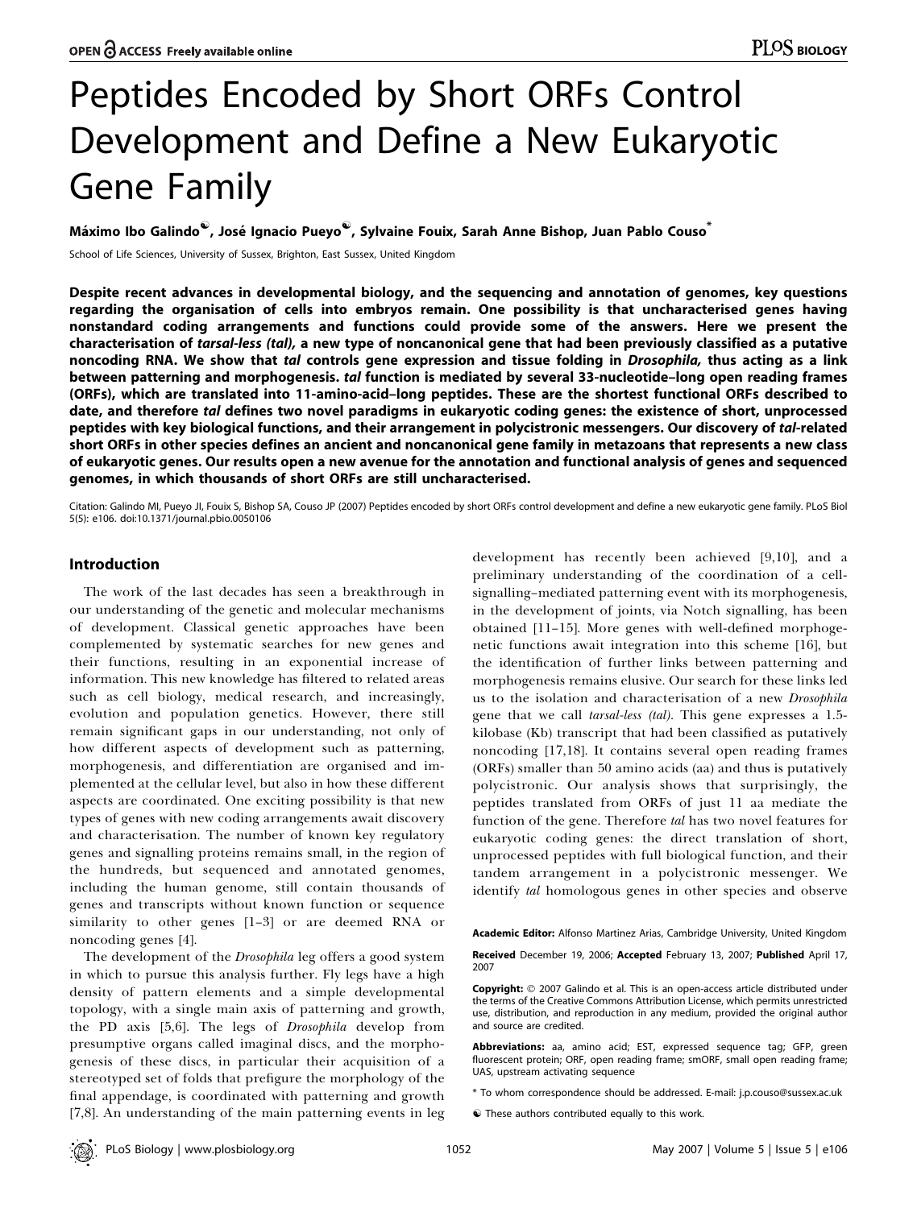# Peptides Encoded by Short ORFs Control Development and Define a New Eukaryotic Gene Family

Máximo Ibo Galindo, José Ignacio Pueyo, Sylvaine Fouix, Sarah Anne Bishop, Juan Pablo Couso*

School of Life Sciences, University of Sussex, Brighton, East Sussex, United Kingdom

**Despite recent advances in developmental biology, and the sequencing and annotation of genomes, key questions regarding the organisation of cells into embryos remain. One possibility is that uncharacterised genes having nonstandard coding arrangements and functions could provide some of the answers. Here we present the characterisation of *tarsal-less (tal)*, a new type of noncanonical gene that had been previously classified as a putative noncoding RNA. We show that *tal* controls gene expression and tissue folding in *Drosophila*, thus acting as a link between patterning and morphogenesis. *tal* function is mediated by several 33-nucleotide–long open reading frames (ORFs), which are translated into 11-amino-acid–long peptides. These are the shortest functional ORFs described to date, and therefore *tal* defines two novel paradigms in eukaryotic coding genes: the existence of short, unprocessed peptides with key biological functions, and their arrangement in polycistronic messengers. Our discovery of *tal*-related short ORFs in other species defines an ancient and noncanonical gene family in metazoans that represents a new class of eukaryotic genes. Our results open a new avenue for the annotation and functional analysis of genes and sequenced genomes, in which thousands of short ORFs are still uncharacterised.**

Citation: Galindo MI, Pueyo JI, Fouix S, Bishop SA, Couso JP (2007) Peptides encoded by short ORFs control development and define a new eukaryotic gene family. PLoS Biol 5(5): e106. doi:10.1371/journal.pbio.0050106

## Introduction

The work of the last decades has seen a breakthrough in our understanding of the genetic and molecular mechanisms of development. Classical genetic approaches have been complemented by systematic searches for new genes and their functions, resulting in an exponential increase of information. This new knowledge has filtered to related areas such as cell biology, medical research, and increasingly, evolution and population genetics. However, there still remain significant gaps in our understanding, not only of how different aspects of development such as patterning, morphogenesis, and differentiation are organised and implemented at the cellular level, but also in how these different aspects are coordinated. One exciting possibility is that new types of genes with new coding arrangements await discovery and characterisation. The number of known key regulatory genes and signalling proteins remains small, in the region of the hundreds, but sequenced and annotated genomes, including the human genome, still contain thousands of genes and transcripts without known function or sequence similarity to other genes [1–3] or are deemed RNA or noncoding genes [4].

The development of the *Drosophila* leg offers a good system in which to pursue this analysis further. Fly legs have a high density of pattern elements and a simple developmental topology, with a single main axis of patterning and growth, the PD axis [5,6]. The legs of *Drosophila* develop from presumptive organs called imaginal discs, and the morphogenesis of these discs, in particular their acquisition of a stereotyped set of folds that prefigure the morphology of the final appendage, is coordinated with patterning and growth [7,8]. An understanding of the main patterning events in leg development has recently been achieved [9,10], and a preliminary understanding of the coordination of a cell-signalling–mediated patterning event with its morphogenesis, in the development of joints, via Notch signalling, has been obtained [11–15]. More genes with well-defined morphogenetic functions await integration into this scheme [16], but the identification of further links between patterning and morphogenesis remains elusive. Our search for these links led us to the isolation and characterisation of a new *Drosophila* gene that we call *tarsal-less (tal)*. This gene expresses a 1.5-kilobase (Kb) transcript that had been classified as putatively noncoding [17,18]. It contains several open reading frames (ORFs) smaller than 50 amino acids (aa) and thus is putatively polycistronic. Our analysis shows that surprisingly, the peptides translated from ORFs of just 11 aa mediate the function of the gene. Therefore *tal* has two novel features for eukaryotic coding genes: the direct translation of short, unprocessed peptides with full biological function, and their tandem arrangement in a polycistronic messenger. We identify *tal* homologous genes in other species and observe

**Academic Editor:** Alfonso Martinez Arias, Cambridge University, United Kingdom

**Received** December 19, 2006; **Accepted** February 13, 2007; **Published** April 17, 2007

**Copyright:** © 2007 Galindo et al. This is an open-access article distributed under the terms of the Creative Commons Attribution License, which permits unrestricted use, distribution, and reproduction in any medium, provided the original author and source are credited.

**Abbreviations:** aa, amino acid; EST, expressed sequence tag; GFP, green fluorescent protein; ORF, open reading frame; smORF, small open reading frame; UAS, upstream activating sequence

\* To whom correspondence should be addressed. E-mail: j.p.couso@sussex.ac.uk

These authors contributed equally to this work.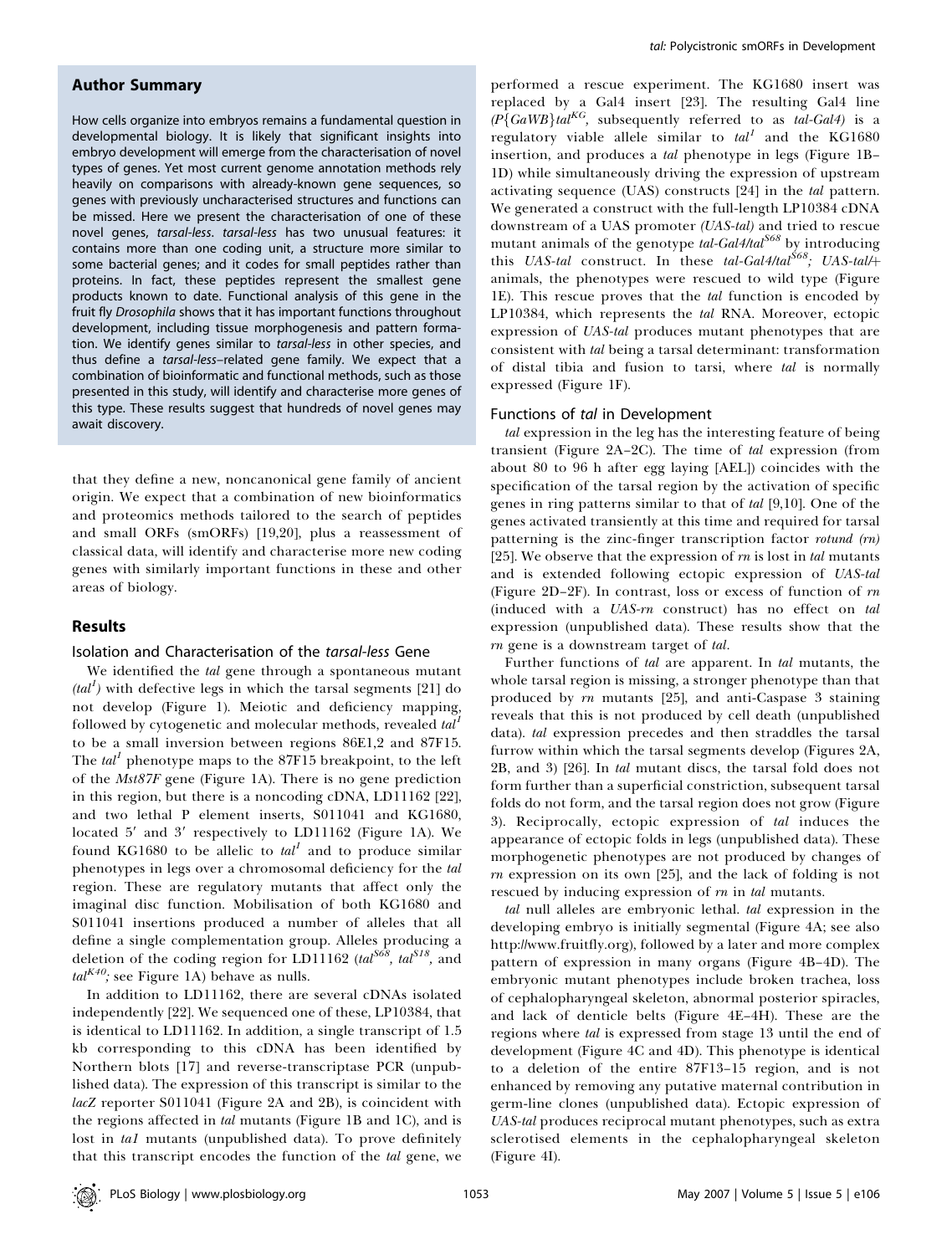## Author Summary

How cells organize into embryos remains a fundamental question in developmental biology. It is likely that significant insights into embryo development will emerge from the characterisation of novel types of genes. Yet most current genome annotation methods rely heavily on comparisons with already-known gene sequences, so genes with previously uncharacterised structures and functions can be missed. Here we present the characterisation of one of these novel genes, *tarsal-less*. *tarsal-less* has two unusual features: it contains more than one coding unit, a structure more similar to some bacterial genes; and it codes for small peptides rather than proteins. In fact, these peptides represent the smallest gene products known to date. Functional analysis of this gene in the fruit fly *Drosophila* shows that it has important functions throughout development, including tissue morphogenesis and pattern formation. We identify genes similar to *tarsal-less* in other species, and thus define a *tarsal-less*–related gene family. We expect that a combination of bioinformatic and functional methods, such as those presented in this study, will identify and characterise more genes of this type. These results suggest that hundreds of novel genes may await discovery.

that they define a new, noncanonical gene family of ancient origin. We expect that a combination of new bioinformatics and proteomics methods tailored to the search of peptides and small ORFs (smORFs) [19,20], plus a reassessment of classical data, will identify and characterise more new coding genes with similarly important functions in these and other areas of biology.

## Results

### Isolation and Characterisation of the *tarsal-less* Gene

We identified the *tal* gene through a spontaneous mutant (*tal*[1]) with defective legs in which the tarsal segments [21] do not develop (Figure 1). Meiotic and deficiency mapping, followed by cytogenetic and molecular methods, revealed *tal*[1] to be a small inversion between regions 86E1,2 and 87F15. The *tal*[1] phenotype maps to the 87F15 breakpoint, to the left of the *Mst87F* gene (Figure 1A). There is no gene prediction in this region, but there is a noncoding cDNA, LD11162 [22], and two lethal P element inserts, S011041 and KG1680, located 5′ and 3′ respectively to LD11162 (Figure 1A). We found KG1680 to be allelic to *tal*[1] and to produce similar phenotypes in legs over a chromosomal deficiency for the *tal* region. These are regulatory mutants that affect only the imaginal disc function. Mobilisation of both KG1680 and S011041 insertions produced a number of alleles that all define a single complementation group. Alleles producing a deletion of the coding region for LD11162 (*tal*[S68], *tal*[S18], and *tal*[K40]; see Figure 1A) behave as nulls.

In addition to LD11162, there are several cDNAs isolated independently [22]. We sequenced one of these, LP10384, that is identical to LD11162. In addition, a single transcript of 1.5 kb corresponding to this cDNA has been identified by Northern blots [17] and reverse-transcriptase PCR (unpublished data). The expression of this transcript is similar to the *lacZ* reporter S011041 (Figure 2A and 2B), is coincident with the regions affected in *tal* mutants (Figure 1B and 1C), and is lost in *ta1* mutants (unpublished data). To prove definitely that this transcript encodes the function of the *tal* gene, we performed a rescue experiment. The KG1680 insert was replaced by a Gal4 insert [23]. The resulting Gal4 line (*P{GaWB}tal*[KG], subsequently referred to as *tal-Gal4*) is a regulatory viable allele similar to *tal*[1] and the KG1680 insertion, and produces a *tal* phenotype in legs (Figure 1B–1D) while simultaneously driving the expression of upstream activating sequence (UAS) constructs [24] in the *tal* pattern. We generated a construct with the full-length LP10384 cDNA downstream of a UAS promoter (*UAS-tal*) and tried to rescue mutant animals of the genotype *tal-Gal4/tal*[S68] by introducing this *UAS-tal* construct. In these *tal-Gal4/tal*[S68]*; UAS-tal/+* animals, the phenotypes were rescued to wild type (Figure 1E). This rescue proves that the *tal* function is encoded by LP10384, which represents the *tal* RNA. Moreover, ectopic expression of *UAS-tal* produces mutant phenotypes that are consistent with *tal* being a tarsal determinant: transformation of distal tibia and fusion to tarsi, where *tal* is normally expressed (Figure 1F).

### Functions of *tal* in Development

*tal* expression in the leg has the interesting feature of being transient (Figure 2A–2C). The time of *tal* expression (from about 80 to 96 h after egg laying [AEL]) coincides with the specification of the tarsal region by the activation of specific genes in ring patterns similar to that of *tal* [9,10]. One of the genes activated transiently at this time and required for tarsal patterning is the zinc-finger transcription factor *rotund (rn)* [25]. We observe that the expression of *rn* is lost in *tal* mutants and is extended following ectopic expression of *UAS-tal* (Figure 2D–2F). In contrast, loss or excess of function of *rn* (induced with a *UAS-rn* construct) has no effect on *tal* expression (unpublished data). These results show that the *rn* gene is a downstream target of *tal*.

Further functions of *tal* are apparent. In *tal* mutants, the whole tarsal region is missing, a stronger phenotype than that produced by *rn* mutants [25], and anti-Caspase 3 staining reveals that this is not produced by cell death (unpublished data). *tal* expression precedes and then straddles the tarsal furrow within which the tarsal segments develop (Figures 2A, 2B, and 3) [26]. In *tal* mutant discs, the tarsal fold does not form further than a superficial constriction, subsequent tarsal folds do not form, and the tarsal region does not grow (Figure 3). Reciprocally, ectopic expression of *tal* induces the appearance of ectopic folds in legs (unpublished data). These morphogenetic phenotypes are not produced by changes of *rn* expression on its own [25], and the lack of folding is not rescued by inducing expression of *rn* in *tal* mutants.

*tal* null alleles are embryonic lethal. *tal* expression in the developing embryo is initially segmental (Figure 4A; see also http://www.fruitfly.org), followed by a later and more complex pattern of expression in many organs (Figure 4B–4D). The embryonic mutant phenotypes include broken trachea, loss of cephalopharyngeal skeleton, abnormal posterior spiracles, and lack of denticle belts (Figure 4E–4H). These are the regions where *tal* is expressed from stage 13 until the end of development (Figure 4C and 4D). This phenotype is identical to a deletion of the entire 87F13–15 region, and is not enhanced by removing any putative maternal contribution in germ-line clones (unpublished data). Ectopic expression of *UAS-tal* produces reciprocal mutant phenotypes, such as extra sclerotised elements in the cephalopharyngeal skeleton (Figure 4I).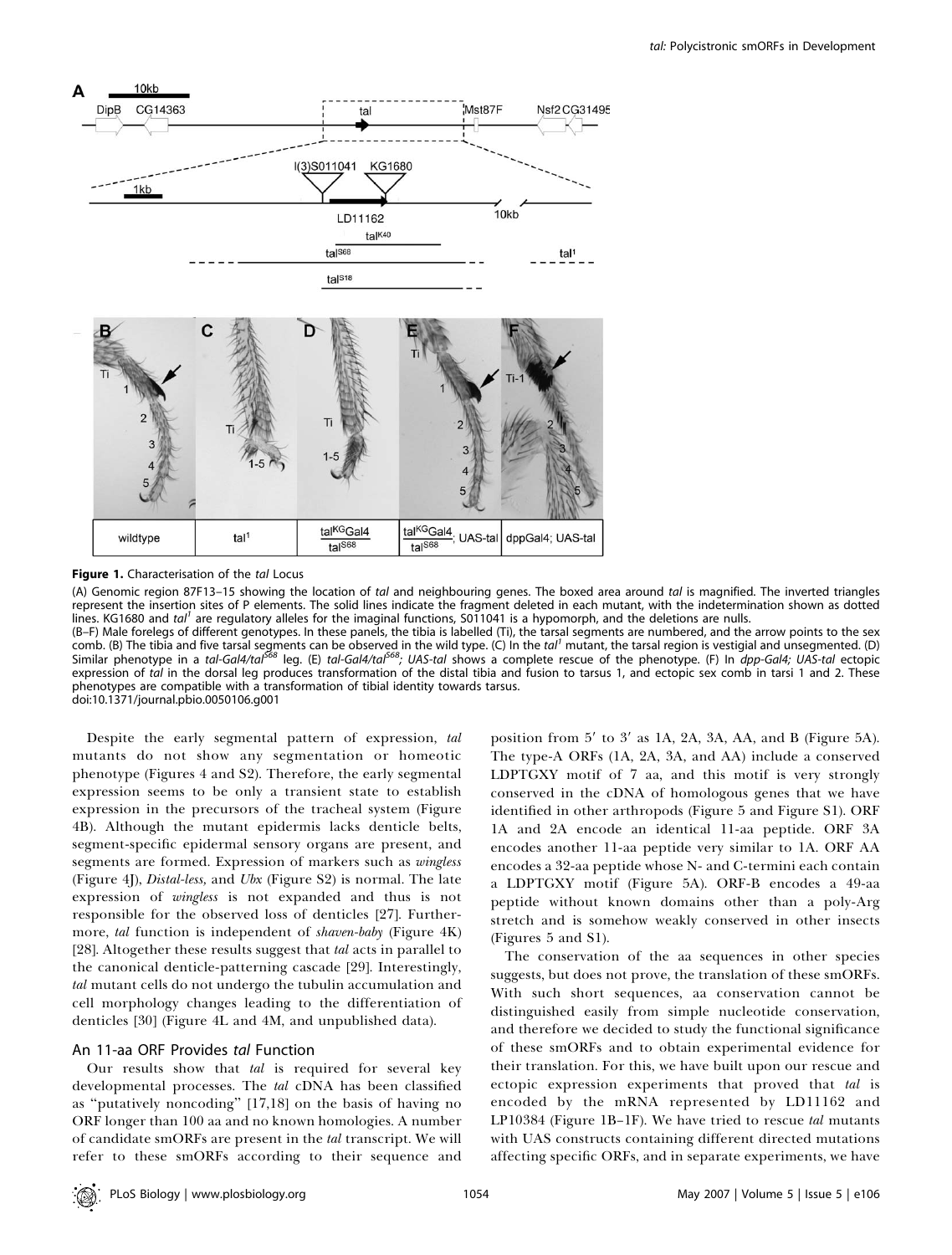**Figure 1.** Characterisation of the *tal* Locus

(A) Genomic region 87F13–15 showing the location of *tal* and neighbouring genes. The boxed area around *tal* is magnified. The inverted triangles represent the insertion sites of P elements. The solid lines indicate the fragment deleted in each mutant, with the indetermination shown as dotted lines. KG1680 and *tal*[1] are regulatory alleles for the imaginal functions, S011041 is a hypomorph, and the deletions are nulls.

(B–F) Male forelegs of different genotypes. In these panels, the tibia is labelled (Ti), the tarsal segments are numbered, and the arrow points to the sex comb. (B) The tibia and five tarsal segments can be observed in the wild type. (C) In the *tal*[1] mutant, the tarsal region is vestigial and unsegmented. (D) Similar phenotype in a *tal-Gal4/tal*[S68] leg. (E) *tal-Gal4/tal*[S68]*; UAS-tal* shows a complete rescue of the phenotype. (F) In *dpp-Gal4; UAS-tal* ectopic expression of *tal* in the dorsal leg produces transformation of the distal tibia and fusion to tarsus 1, and ectopic sex comb in tarsi 1 and 2. These phenotypes are compatible with a transformation of tibial identity towards tarsus.

doi:10.1371/journal.pbio.0050106.g001

Despite the early segmental pattern of expression, *tal* mutants do not show any segmentation or homeotic phenotype (Figures 4 and S2). Therefore, the early segmental expression seems to be only a transient state to establish expression in the precursors of the tracheal system (Figure 4B). Although the mutant epidermis lacks denticle belts, segment-specific epidermal sensory organs are present, and segments are formed. Expression of markers such as *wingless* (Figure 4J), *Distal-less*, and *Ubx* (Figure S2) is normal. The late expression of *wingless* is not expanded and thus is not responsible for the observed loss of denticles [27]. Furthermore, *tal* function is independent of *shaven-baby* (Figure 4K) [28]. Altogether these results suggest that *tal* acts in parallel to the canonical denticle-patterning cascade [29]. Interestingly, *tal* mutant cells do not undergo the tubulin accumulation and cell morphology changes leading to the differentiation of denticles [30] (Figure 4L and 4M, and unpublished data).

## An 11-aa ORF Provides *tal* Function

Our results show that *tal* is required for several key developmental processes. The *tal* cDNA has been classified as "putatively noncoding" [17,18] on the basis of having no ORF longer than 100 aa and no known homologies. A number of candidate smORFs are present in the *tal* transcript. We will refer to these smORFs according to their sequence and position from 5′ to 3′ as 1A, 2A, 3A, AA, and B (Figure 5A). The type-A ORFs (1A, 2A, 3A, and AA) include a conserved LDPTGXY motif of 7 aa, and this motif is very strongly conserved in the cDNA of homologous genes that we have identified in other arthropods (Figure 5 and Figure S1). ORF 1A and 2A encode an identical 11-aa peptide. ORF 3A encodes another 11-aa peptide very similar to 1A. ORF AA encodes a 32-aa peptide whose N- and C-termini each contain a LDPTGXY motif (Figure 5A). ORF-B encodes a 49-aa peptide without known domains other than a poly-Arg stretch and is somehow weakly conserved in other insects (Figures 5 and S1).

The conservation of the aa sequences in other species suggests, but does not prove, the translation of these smORFs. With such short sequences, aa conservation cannot be distinguished easily from simple nucleotide conservation, and therefore we decided to study the functional significance of these smORFs and to obtain experimental evidence for their translation. For this, we have built upon our rescue and ectopic expression experiments that proved that *tal* is encoded by the mRNA represented by LD11162 and LP10384 (Figure 1B–1F). We have tried to rescue *tal* mutants with UAS constructs containing different directed mutations affecting specific ORFs, and in separate experiments, we have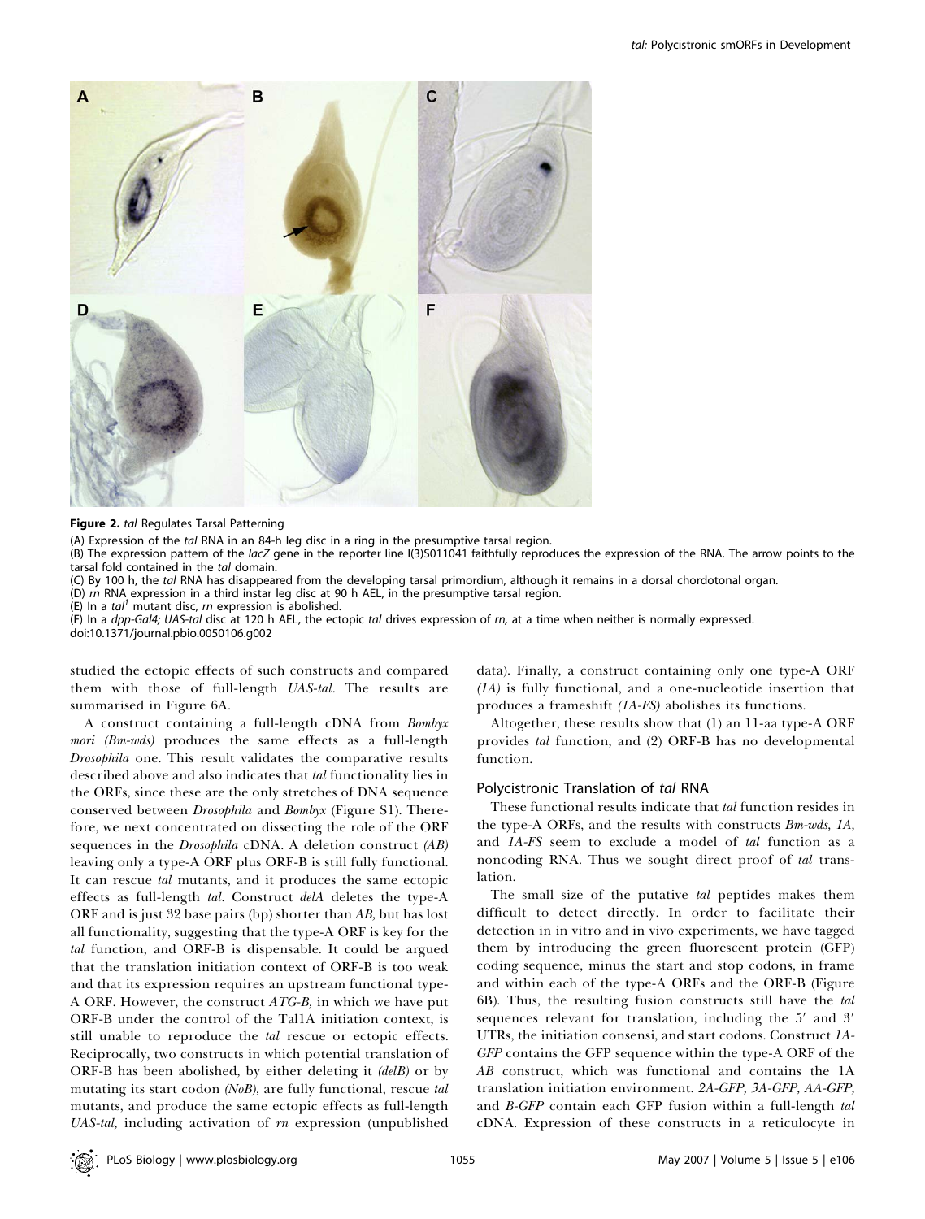**Figure 2.** *tal* Regulates Tarsal Patterning

(A) Expression of the *tal* RNA in an 84-h leg disc in a ring in the presumptive tarsal region.

(B) The expression pattern of the *lacZ* gene in the reporter line l(3)S011041 faithfully reproduces the expression of the RNA. The arrow points to the tarsal fold contained in the *tal* domain.

(C) By 100 h, the *tal* RNA has disappeared from the developing tarsal primordium, although it remains in a dorsal chordotonal organ.

(D) *rn* RNA expression in a third instar leg disc at 90 h AEL, in the presumptive tarsal region.

(E) In a *tal*[1] mutant disc, *rn* expression is abolished.

(F) In a *dpp-Gal4; UAS-tal* disc at 120 h AEL, the ectopic *tal* drives expression of *rn,* at a time when neither is normally expressed.

doi:10.1371/journal.pbio.0050106.g002

studied the ectopic effects of such constructs and compared them with those of full-length *UAS-tal*. The results are summarised in Figure 6A.

A construct containing a full-length cDNA from *Bombyx mori (Bm-wds)* produces the same effects as a full-length *Drosophila* one. This result validates the comparative results described above and also indicates that *tal* functionality lies in the ORFs, since these are the only stretches of DNA sequence conserved between *Drosophila* and *Bombyx* (Figure S1). Therefore, we next concentrated on dissecting the role of the ORF sequences in the *Drosophila* cDNA. A deletion construct *(AB)* leaving only a type-A ORF plus ORF-B is still fully functional. It can rescue *tal* mutants, and it produces the same ectopic effects as full-length *tal*. Construct *delA* deletes the type-A ORF and is just 32 base pairs (bp) shorter than *AB*, but has lost all functionality, suggesting that the type-A ORF is key for the *tal* function, and ORF-B is dispensable. It could be argued that the translation initiation context of ORF-B is too weak and that its expression requires an upstream functional type-A ORF. However, the construct *ATG-B,* in which we have put ORF-B under the control of the Tal1A initiation context, is still unable to reproduce the *tal* rescue or ectopic effects. Reciprocally, two constructs in which potential translation of ORF-B has been abolished, by either deleting it *(delB)* or by mutating its start codon *(NoB),* are fully functional, rescue *tal* mutants, and produce the same ectopic effects as full-length *UAS-tal,* including activation of *rn* expression (unpublished data). Finally, a construct containing only one type-A ORF *(1A)* is fully functional, and a one-nucleotide insertion that produces a frameshift *(1A-FS)* abolishes its functions.

Altogether, these results show that (1) an 11-aa type-A ORF provides *tal* function, and (2) ORF-B has no developmental function.

### Polycistronic Translation of *tal* RNA

These functional results indicate that *tal* function resides in the type-A ORFs, and the results with constructs *Bm-wds, 1A,* and *1A-FS* seem to exclude a model of *tal* function as a noncoding RNA. Thus we sought direct proof of *tal* translation.

The small size of the putative *tal* peptides makes them difficult to detect directly. In order to facilitate their detection in in vitro and in vivo experiments, we have tagged them by introducing the green fluorescent protein (GFP) coding sequence, minus the start and stop codons, in frame and within each of the type-A ORFs and the ORF-B (Figure 6B). Thus, the resulting fusion constructs still have the *tal* sequences relevant for translation, including the 5′ and 3′ UTRs, the initiation consensi, and start codons. Construct *1A-GFP* contains the GFP sequence within the type-A ORF of the *AB* construct, which was functional and contains the 1A translation initiation environment. *2A-GFP, 3A-GFP, AA-GFP,* and *B-GFP* contain each GFP fusion within a full-length *tal* cDNA. Expression of these constructs in a reticulocyte in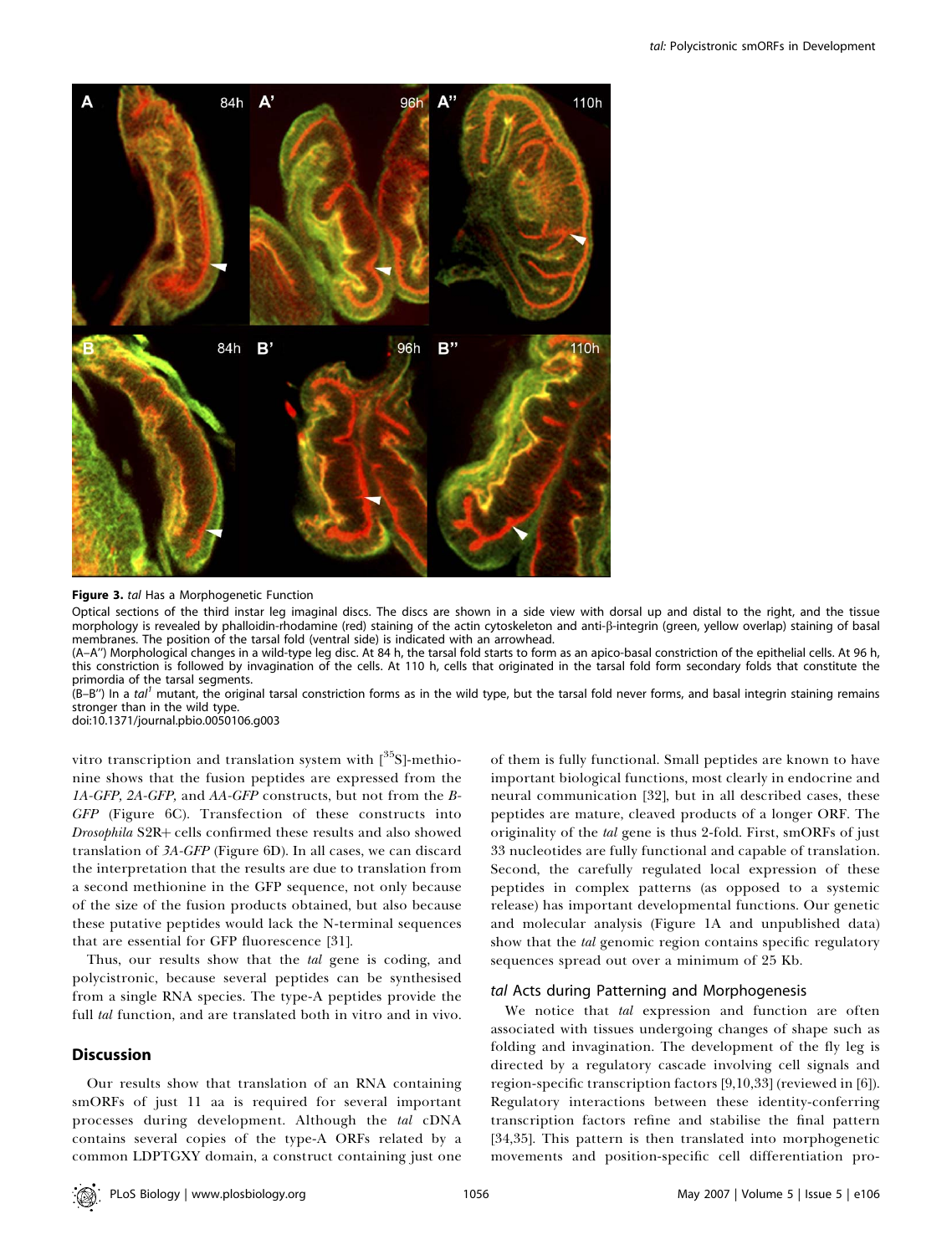**Figure 3.** *tal* Has a Morphogenetic Function

Optical sections of the third instar leg imaginal discs. The discs are shown in a side view with dorsal up and distal to the right, and the tissue morphology is revealed by phalloidin-rhodamine (red) staining of the actin cytoskeleton and anti-β-integrin (green, yellow overlap) staining of basal membranes. The position of the tarsal fold (ventral side) is indicated with an arrowhead.

(A–A'') Morphological changes in a wild-type leg disc. At 84 h, the tarsal fold starts to form as an apico-basal constriction of the epithelial cells. At 96 h, this constriction is followed by invagination of the cells. At 110 h, cells that originated in the tarsal fold form secondary folds that constitute the primordia of the tarsal segments.

(B–B'') In a $tal^1$ mutant, the original tarsal constriction forms as in the wild type, but the tarsal fold never forms, and basal integrin staining remains stronger than in the wild type.

doi:10.1371/journal.pbio.0050106.g003

vitro transcription and translation system with [$^{35}$S]-methionine shows that the fusion peptides are expressed from the *1A-GFP, 2A-GFP,* and *AA-GFP* constructs, but not from the *B-GFP* (Figure 6C). Transfection of these constructs into *Drosophila* S2R+ cells confirmed these results and also showed translation of *3A-GFP* (Figure 6D). In all cases, we can discard the interpretation that the results are due to translation from a second methionine in the GFP sequence, not only because of the size of the fusion products obtained, but also because these putative peptides would lack the N-terminal sequences that are essential for GFP fluorescence [31].

Thus, our results show that the *tal* gene is coding, and polycistronic, because several peptides can be synthesised from a single RNA species. The type-A peptides provide the full *tal* function, and are translated both in vitro and in vivo.

## Discussion

Our results show that translation of an RNA containing smORFs of just 11 aa is required for several important processes during development. Although the *tal* cDNA contains several copies of the type-A ORFs related by a common LDPTGXY domain, a construct containing just one of them is fully functional. Small peptides are known to have important biological functions, most clearly in endocrine and neural communication [32], but in all described cases, these peptides are mature, cleaved products of a longer ORF. The originality of the *tal* gene is thus 2-fold. First, smORFs of just 33 nucleotides are fully functional and capable of translation. Second, the carefully regulated local expression of these peptides in complex patterns (as opposed to a systemic release) has important developmental functions. Our genetic and molecular analysis (Figure 1A and unpublished data) show that the *tal* genomic region contains specific regulatory sequences spread out over a minimum of 25 Kb.

### *tal* Acts during Patterning and Morphogenesis

We notice that *tal* expression and function are often associated with tissues undergoing changes of shape such as folding and invagination. The development of the fly leg is directed by a regulatory cascade involving cell signals and region-specific transcription factors [9,10,33] (reviewed in [6]). Regulatory interactions between these identity-conferring transcription factors refine and stabilise the final pattern [34,35]. This pattern is then translated into morphogenetic movements and position-specific cell differentiation pro-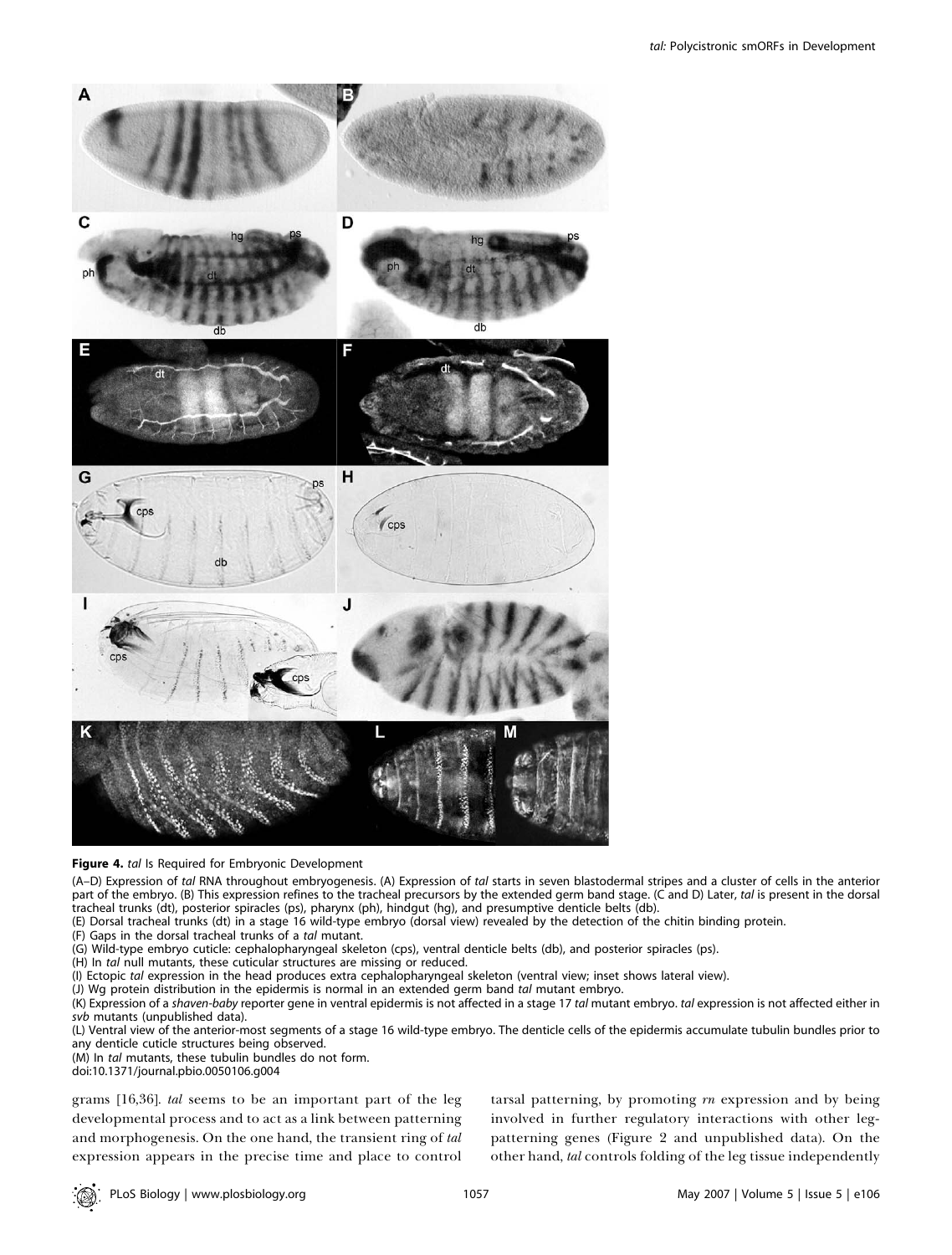**Figure 4.** *tal* Is Required for Embryonic Development

(A–D) Expression of *tal* RNA throughout embryogenesis. (A) Expression of *tal* starts in seven blastodermal stripes and a cluster of cells in the anterior part of the embryo. (B) This expression refines to the tracheal precursors by the extended germ band stage. (C and D) Later, *tal* is present in the dorsal tracheal trunks (dt), posterior spiracles (ps), pharynx (ph), hindgut (hg), and presumptive denticle belts (db).

(E) Dorsal tracheal trunks (dt) in a stage 16 wild-type embryo (dorsal view) revealed by the detection of the chitin binding protein.

(F) Gaps in the dorsal tracheal trunks of a *tal* mutant.

(G) Wild-type embryo cuticle: cephalopharyngeal skeleton (cps), ventral denticle belts (db), and posterior spiracles (ps).

(H) In *tal* null mutants, these cuticular structures are missing or reduced.

(I) Ectopic *tal* expression in the head produces extra cephalopharyngeal skeleton (ventral view; inset shows lateral view).

(J) Wg protein distribution in the epidermis is normal in an extended germ band *tal* mutant embryo.

(K) Expression of a *shaven-baby* reporter gene in ventral epidermis is not affected in a stage 17 *tal* mutant embryo. *tal* expression is not affected either in *svb* mutants (unpublished data).

(L) Ventral view of the anterior-most segments of a stage 16 wild-type embryo. The denticle cells of the epidermis accumulate tubulin bundles prior to any denticle cuticle structures being observed.

(M) In *tal* mutants, these tubulin bundles do not form.

doi:10.1371/journal.pbio.0050106.g004

grams [16,36]. *tal* seems to be an important part of the leg developmental process and to act as a link between patterning and morphogenesis. On the one hand, the transient ring of *tal* expression appears in the precise time and place to control tarsal patterning, by promoting *rn* expression and by being involved in further regulatory interactions with other leg-patterning genes (Figure 2 and unpublished data). On the other hand, *tal* controls folding of the leg tissue independently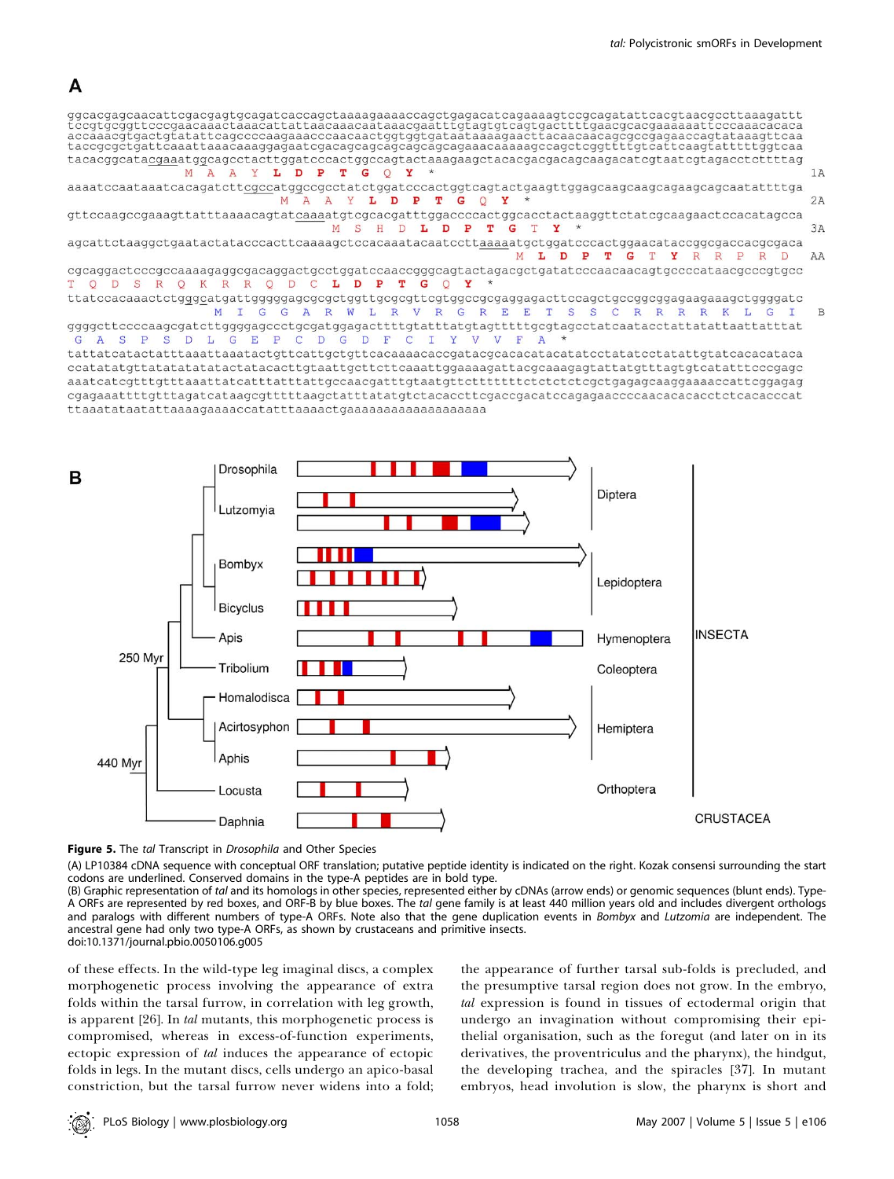**Figure 5.** The *tal* Transcript in *Drosophila* and Other Species

(A) LP10384 cDNA sequence with conceptual ORF translation; putative peptide identity is indicated on the right. Kozak consensi surrounding the start codons are underlined. Conserved domains in the type-A peptides are in bold type.

(B) Graphic representation of *tal* and its homologs in other species, represented either by cDNAs (arrow ends) or genomic sequences (blunt ends). Type-A ORFs are represented by red boxes, and ORF-B by blue boxes. The *tal* gene family is at least 440 million years old and includes divergent orthologs and paralogs with different numbers of type-A ORFs. Note also that the gene duplication events in *Bombyx* and *Lutzomia* are independent. The ancestral gene had only two type-A ORFs, as shown by crustaceans and primitive insects.

doi:10.1371/journal.pbio.0050106.g005

of these effects. In the wild-type leg imaginal discs, a complex morphogenetic process involving the appearance of extra folds within the tarsal furrow, in correlation with leg growth, is apparent [26]. In *tal* mutants, this morphogenetic process is compromised, whereas in excess-of-function experiments, ectopic expression of *tal* induces the appearance of ectopic folds in legs. In the mutant discs, cells undergo an apico-basal constriction, but the tarsal furrow never widens into a fold; the appearance of further tarsal sub-folds is precluded, and the presumptive tarsal region does not grow. In the embryo, *tal* expression is found in tissues of ectodermal origin that undergo an invagination without compromising their epithelial organisation, such as the foregut (and later on in its derivatives, the proventriculus and the pharynx), the hindgut, the developing trachea, and the spiracles [37]. In mutant embryos, head involution is slow, the pharynx is short and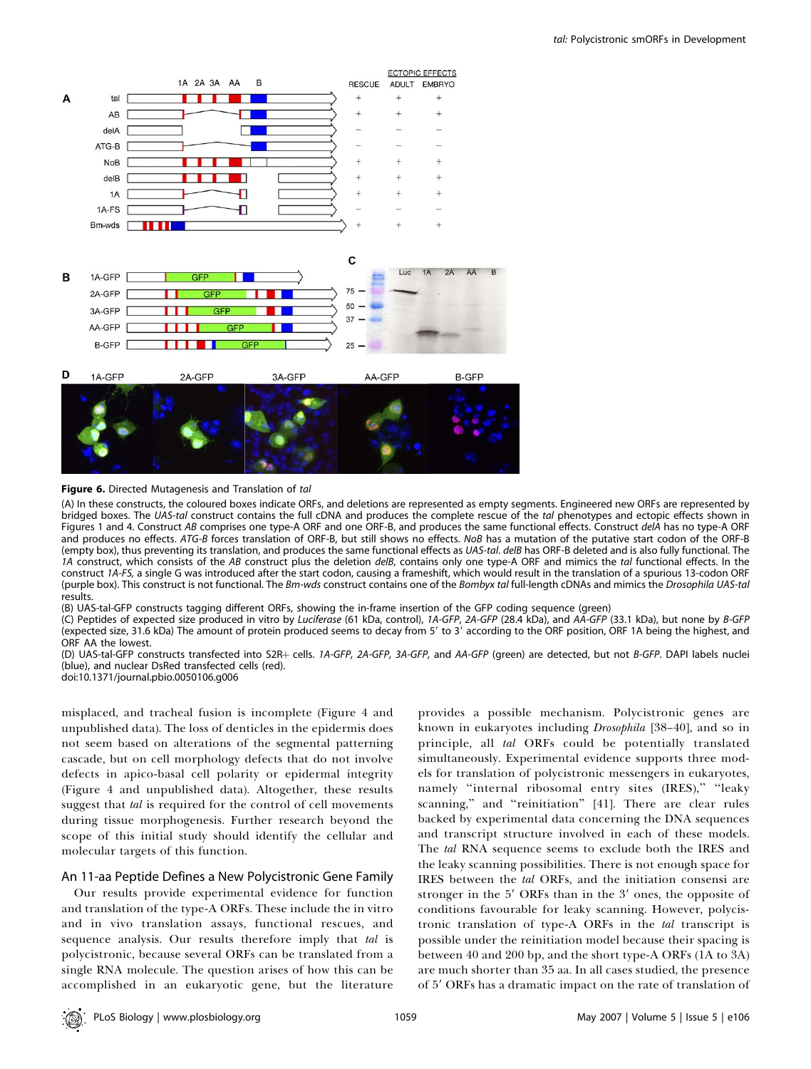**Figure 6.** Directed Mutagenesis and Translation of *tal*

(A) In these constructs, the coloured boxes indicate ORFs, and deletions are represented as empty segments. Engineered new ORFs are represented by bridged boxes. The *UAS-tal* construct contains the full cDNA and produces the complete rescue of the *tal* phenotypes and ectopic effects shown in Figures 1 and 4. Construct *AB* comprises one type-A ORF and one ORF-B, and produces the same functional effects. Construct *delA* has no type-A ORF and produces no effects. *ATG-B* forces translation of ORF-B, but still shows no effects. *NoB* has a mutation of the putative start codon of the ORF-B (empty box), thus preventing its translation, and produces the same functional effects as *UAS-tal*. *delB* has ORF-B deleted and is also fully functional. The *1A* construct, which consists of the *AB* construct plus the deletion *delB*, contains only one type-A ORF and mimics the *tal* functional effects. In the construct *1A-FS*, a single G was introduced after the start codon, causing a frameshift, which would result in the translation of a spurious 13-codon ORF (purple box). This construct is not functional. The *Bm-wds* construct contains one of the *Bombyx tal* full-length cDNAs and mimics the *Drosophila UAS-tal* results.

(B) UAS-tal-GFP constructs tagging different ORFs, showing the in-frame insertion of the GFP coding sequence (green)

(C) Peptides of expected size produced in vitro by *Luciferase* (61 kDa, control), *1A-GFP*, *2A-GFP* (28.4 kDa), and *AA-GFP* (33.1 kDa), but none by *B-GFP* (expected size, 31.6 kDa) The amount of protein produced seems to decay from 5′ to 3′ according to the ORF position, ORF 1A being the highest, and ORF AA the lowest.

(D) UAS-tal-GFP constructs transfected into S2R+ cells. *1A-GFP, 2A-GFP, 3A-GFP,* and *AA-GFP* (green) are detected, but not *B-GFP*. DAPI labels nuclei (blue), and nuclear DsRed transfected cells (red).

doi:10.1371/journal.pbio.0050106.g006

misplaced, and tracheal fusion is incomplete (Figure 4 and unpublished data). The loss of denticles in the epidermis does not seem based on alterations of the segmental patterning cascade, but on cell morphology defects that do not involve defects in apico-basal cell polarity or epidermal integrity (Figure 4 and unpublished data). Altogether, these results suggest that *tal* is required for the control of cell movements during tissue morphogenesis. Further research beyond the scope of this initial study should identify the cellular and molecular targets of this function.

## An 11-aa Peptide Defines a New Polycistronic Gene Family

Our results provide experimental evidence for function and translation of the type-A ORFs. These include the in vitro and in vivo translation assays, functional rescues, and sequence analysis. Our results therefore imply that *tal* is polycistronic, because several ORFs can be translated from a single RNA molecule. The question arises of how this can be accomplished in an eukaryotic gene, but the literature provides a possible mechanism. Polycistronic genes are known in eukaryotes including *Drosophila* [38–40], and so in principle, all *tal* ORFs could be potentially translated simultaneously. Experimental evidence supports three models for translation of polycistronic messengers in eukaryotes, namely "internal ribosomal entry sites (IRES)," "leaky scanning," and "reinitiation" [41]. There are clear rules backed by experimental data concerning the DNA sequences and transcript structure involved in each of these models. The *tal* RNA sequence seems to exclude both the IRES and the leaky scanning possibilities. There is not enough space for IRES between the *tal* ORFs, and the initiation consensi are stronger in the 5′ ORFs than in the 3′ ones, the opposite of conditions favourable for leaky scanning. However, polycistronic translation of type-A ORFs in the *tal* transcript is possible under the reinitiation model because their spacing is between 40 and 200 bp, and the short type-A ORFs (1A to 3A) are much shorter than 35 aa. In all cases studied, the presence of 5′ ORFs has a dramatic impact on the rate of translation of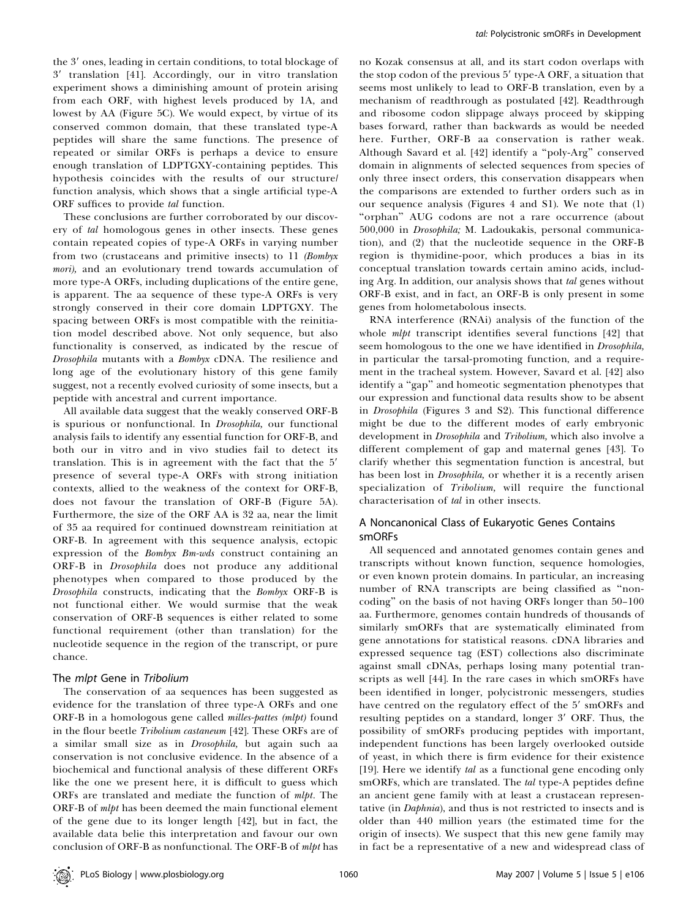the 3′ ones, leading in certain conditions, to total blockage of 3′ translation [41]. Accordingly, our in vitro translation experiment shows a diminishing amount of protein arising from each ORF, with highest levels produced by 1A, and lowest by AA (Figure 5C). We would expect, by virtue of its conserved common domain, that these translated type-A peptides will share the same functions. The presence of repeated or similar ORFs is perhaps a device to ensure enough translation of LDPTGXY-containing peptides. This hypothesis coincides with the results of our structure/function analysis, which shows that a single artificial type-A ORF suffices to provide *tal* function.

These conclusions are further corroborated by our discovery of *tal* homologous genes in other insects. These genes contain repeated copies of type-A ORFs in varying number from two (crustaceans and primitive insects) to 11 (*Bombyx mori*), and an evolutionary trend towards accumulation of more type-A ORFs, including duplications of the entire gene, is apparent. The aa sequence of these type-A ORFs is very strongly conserved in their core domain LDPTGXY. The spacing between ORFs is most compatible with the reinitiation model described above. Not only sequence, but also functionality is conserved, as indicated by the rescue of *Drosophila* mutants with a *Bombyx* cDNA. The resilience and long age of the evolutionary history of this gene family suggest, not a recently evolved curiosity of some insects, but a peptide with ancestral and current importance.

All available data suggest that the weakly conserved ORF-B is spurious or nonfunctional. In *Drosophila,* our functional analysis fails to identify any essential function for ORF-B, and both our in vitro and in vivo studies fail to detect its translation. This is in agreement with the fact that the 5′ presence of several type-A ORFs with strong initiation contexts, allied to the weakness of the context for ORF-B, does not favour the translation of ORF-B (Figure 5A). Furthermore, the size of the ORF AA is 32 aa, near the limit of 35 aa required for continued downstream reinitiation at ORF-B. In agreement with this sequence analysis, ectopic expression of the *Bombyx Bm-wds* construct containing an ORF-B in *Drosophila* does not produce any additional phenotypes when compared to those produced by the *Drosophila* constructs, indicating that the *Bombyx* ORF-B is not functional either. We would surmise that the weak conservation of ORF-B sequences is either related to some functional requirement (other than translation) for the nucleotide sequence in the region of the transcript, or pure chance.

### The *mlpt* Gene in *Tribolium*

The conservation of aa sequences has been suggested as evidence for the translation of three type-A ORFs and one ORF-B in a homologous gene called *milles-pattes (mlpt)* found in the flour beetle *Tribolium castaneum* [42]. These ORFs are of a similar small size as in *Drosophila,* but again such aa conservation is not conclusive evidence. In the absence of a biochemical and functional analysis of these different ORFs like the one we present here, it is difficult to guess which ORFs are translated and mediate the function of *mlpt*. The ORF-B of *mlpt* has been deemed the main functional element of the gene due to its longer length [42], but in fact, the available data belie this interpretation and favour our own conclusion of ORF-B as nonfunctional. The ORF-B of *mlpt* has no Kozak consensus at all, and its start codon overlaps with the stop codon of the previous 5′ type-A ORF, a situation that seems most unlikely to lead to ORF-B translation, even by a mechanism of readthrough as postulated [42]. Readthrough and ribosome codon slippage always proceed by skipping bases forward, rather than backwards as would be needed here. Further, ORF-B aa conservation is rather weak. Although Savard et al. [42] identify a "poly-Arg" conserved domain in alignments of selected sequences from species of only three insect orders, this conservation disappears when the comparisons are extended to further orders such as in our sequence analysis (Figures 4 and S1). We note that (1) "orphan" AUG codons are not a rare occurrence (about 500,000 in *Drosophila;* M. Ladoukakis, personal communication), and (2) that the nucleotide sequence in the ORF-B region is thymidine-poor, which produces a bias in its conceptual translation towards certain amino acids, including Arg. In addition, our analysis shows that *tal* genes without ORF-B exist, and in fact, an ORF-B is only present in some genes from holometabolous insects.

RNA interference (RNAi) analysis of the function of the whole *mlpt* transcript identifies several functions [42] that seem homologous to the one we have identified in *Drosophila,* in particular the tarsal-promoting function, and a requirement in the tracheal system. However, Savard et al. [42] also identify a "gap" and homeotic segmentation phenotypes that our expression and functional data results show to be absent in *Drosophila* (Figures 3 and S2). This functional difference might be due to the different modes of early embryonic development in *Drosophila* and *Tribolium,* which also involve a different complement of gap and maternal genes [43]. To clarify whether this segmentation function is ancestral, but has been lost in *Drosophila,* or whether it is a recently arisen specialization of *Tribolium,* will require the functional characterisation of *tal* in other insects.

### A Noncanonical Class of Eukaryotic Genes Contains smORFs

All sequenced and annotated genomes contain genes and transcripts without known function, sequence homologies, or even known protein domains. In particular, an increasing number of RNA transcripts are being classified as "noncoding" on the basis of not having ORFs longer than 50–100 aa. Furthermore, genomes contain hundreds of thousands of similarly smORFs that are systematically eliminated from gene annotations for statistical reasons. cDNA libraries and expressed sequence tag (EST) collections also discriminate against small cDNAs, perhaps losing many potential transcripts as well [44]. In the rare cases in which smORFs have been identified in longer, polycistronic messengers, studies have centred on the regulatory effect of the 5′ smORFs and resulting peptides on a standard, longer 3′ ORF. Thus, the possibility of smORFs producing peptides with important, independent functions has been largely overlooked outside of yeast, in which there is firm evidence for their existence [19]. Here we identify *tal* as a functional gene encoding only smORFs, which are translated. The *tal* type-A peptides define an ancient gene family with at least a crustacean representative (in *Daphnia*), and thus is not restricted to insects and is older than 440 million years (the estimated time for the origin of insects). We suspect that this new gene family may in fact be a representative of a new and widespread class of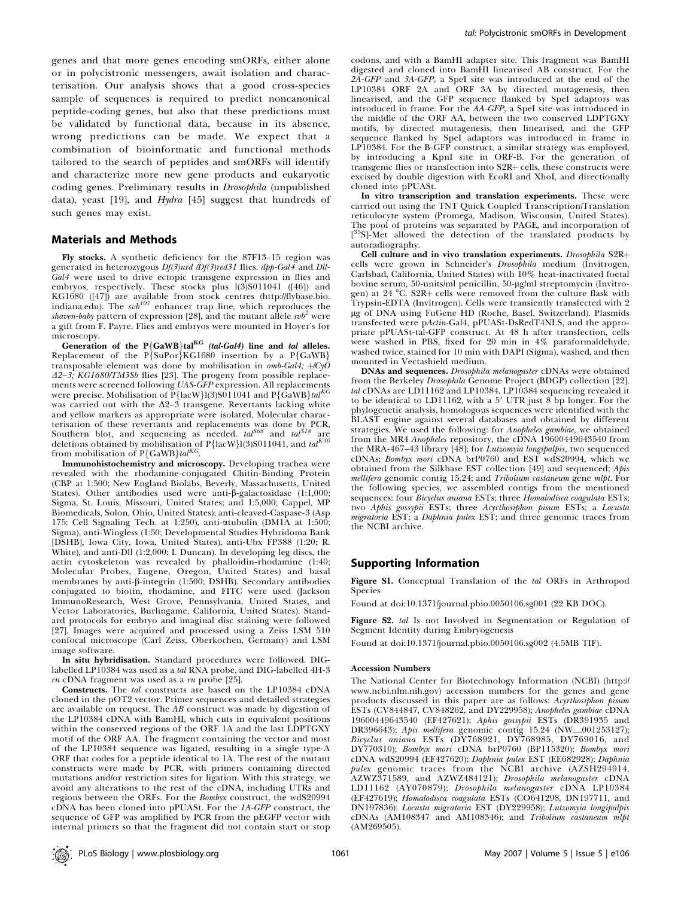genes and that more genes encoding smORFs, either alone or in polycistronic messengers, await isolation and characterisation. Our analysis shows that a good cross-species sample of sequences is required to predict noncanonical peptide-coding genes, but also that these predictions must be validated by functional data, because in its absence, wrong predictions can be made. We expect that a combination of bioinformatic and functional methods tailored to the search of peptides and smORFs will identify and characterize more new gene products and eukaryotic coding genes. Preliminary results in *Drosophila* (unpublished data), yeast [19], and *Hydra* [45] suggest that hundreds of such genes may exist.

## Materials and Methods

**Fly stocks.** A synthetic deficiency for the 87F13–15 region was generated in heterozygous *Df(3)urd /Df(3)red31* flies. *dpp-Gal4* and *Dll-Gal4* were used to drive ectopic transgene expression in flies and embryos, respectively. These stocks plus l(3)S011041 ([46]) and KG1680 ([47]) are available from stock centres (http://flybase.bio.indiana.edu). The *svb*$^{107}$ enhancer trap line, which reproduces the *shaven-baby* pattern of expression [28], and the mutant allele *svb*$^{2}$ were a gift from F. Payre. Flies and embryos were mounted in Hoyer's for microscopy.

**Generation of the P{GaWB}tal$^{KG}$ (*tal-Gal4*) line and *tal* alleles.** Replacement of the P{SuPor}KG1680 insertion by a P{GaWB} transposable element was done by mobilisation in *omb-Gal4; +/CyO Δ2–3; KG1680/TM3Sb* flies [23]. The progeny from possible replacements were screened following *UAS-GFP* expression. All replacements were precise. Mobilisation of P{lacW}l(3)S011041 and P{GaWB}*tal*$^{KG}$ was carried out with the Δ2–3 transgene. Revertants lacking white and yellow markers as appropriate were isolated. Molecular characterisation of these revertants and replacements was done by PCR, Southern blot, and sequencing as needed. *tal*$^{S68}$ and *tal*$^{S18}$ are deletions obtained by mobilisation of P{lacW}l(3)S011041, and *tal*$^{K40}$ from mobilisation of P{GaWB}*tal*$^{KG}$.

**Immunohistochemistry and microscopy.** Developing trachea were revealed with the rhodamine-conjugated Chitin-Binding Protein (CBP at 1:500; New England Biolabs, Beverly, Massachusetts, United States). Other antibodies used were anti-β-galactosidase (1:1,000; Sigma, St. Louis, Missouri, United States; and 1:5,000; Cappel, MP Biomedicals, Solon, Ohio, United States); anti-cleaved-Caspase-3 (Asp 175: Cell Signaling Tech. at 1:250), anti-αtubulin (DM1A at 1:500; Sigma), anti-Wingless (1:50; Developmental Studies Hybridoma Bank [DSHB], Iowa City, Iowa, United States), anti-Ubx FP388 (1:20; R. White), and anti-Dll (1:2,000; I. Duncan). In developing leg discs, the actin cytoskeleton was revealed by phalloidin-rhodamine (1:40; Molecular Probes, Eugene, Oregon, United States) and basal membranes by anti-β-integrin (1:500; DSHB). Secondary antibodies conjugated to biotin, rhodamine, and FITC were used (Jackson ImmunoResearch, West Grove, Pennsylvania, United States, and Vector Laboratories, Burlingame, California, United States). Standard protocols for embryo and imaginal disc staining were followed [27]. Images were acquired and processed using a Zeiss LSM 510 confocal microscope (Carl Zeiss, Oberkochen, Germany) and LSM image software.

**In situ hybridisation.** Standard procedures were followed. DIG-labelled LP10384 was used as a *tal* RNA probe, and DIG-labelled 4H-3 *rn* cDNA fragment was used as a *rn* probe [25].

**Constructs.** The *tal* constructs are based on the LP10384 cDNA cloned in the pOT2 vector. Primer sequences and detailed strategies are available on request. The *AB* construct was made by digestion of the LP10384 cDNA with BamHI, which cuts in equivalent positions within the conserved regions of the ORF 1A and the last LDPTGXY motif of the ORF AA. The fragment containing the vector and most of the LP10384 sequence was ligated, resulting in a single type-A ORF that codes for a peptide identical to 1A. The rest of the mutant constructs were made by PCR, with primers containing directed mutations and/or restriction sites for ligation. With this strategy, we avoid any alterations to the rest of the cDNA, including UTRs and regions between the ORFs. For the *Bombyx* construct, the wdS20994 cDNA has been cloned into pUASt. For the *1A-GFP* construct, the sequence of GFP was amplified by PCR from the pEGFP vector with internal primers so that the fragment did not contain start or stop codons, and with a BamHI adapter site. This fragment was BamHI digested and cloned into BamHI linearised AB construct. For the *2A-GFP* and *3A-GFP*, a SpeI site was introduced at the end of the LP10384 ORF 2A and ORF 3A by directed mutagenesis, then linearised, and the GFP sequence flanked by SpeI adaptors was introduced in frame. For the *AA-GFP*, a SpeI site was introduced in the middle of the ORF AA, between the two conserved LDPTGXY motifs, by directed mutagenesis, then linearised, and the GFP sequence flanked by SpeI adaptors was introduced in frame in LP10384. For the B-GFP construct, a similar strategy was employed, by introducing a KpnI site in ORF-B. For the generation of transgenic flies or transfection into S2R+ cells, these constructs were excised by double digestion with EcoRI and XhoI, and directionally cloned into pPUASt.

**In vitro transcription and translation experiments.** These were carried out using the TNT Quick Coupled Transcription/Translation reticulocyte system (Promega, Madison, Wisconsin, United States). The pool of proteins was separated by PAGE, and incorporation of [$^{35}$S]-Met allowed the detection of the translated products by autoradiography.

**Cell culture and in vivo translation experiments.** *Drosophila* S2R+ cells were grown in Schneider's *Drosophila* medium (Invitrogen, Carlsbad, California, United States) with 10% heat-inactivated foetal bovine serum, 50-units/ml penicillin, 50-μg/ml streptomycin (Invitrogen) at 24 °C. S2R+ cells were removed from the culture flask with Trypsin-EDTA (Invitrogen). Cells were transiently transfected with 2 μg of DNA using FuGene HD (Roche, Basel, Switzerland). Plasmids transfected were p*Actin*-Gal4, pPUASt-DsRedT4NLS, and the appropriate pPUASt-tal-GFP construct. At 48 h after transfection, cells were washed in PBS, fixed for 20 min in 4% paraformaldehyde, washed twice, stained for 10 min with DAPI (Sigma), washed, and then mounted in Vectashield medium.

**DNAs and sequences.** *Drosophila melanogaster* cDNAs were obtained from the Berkeley *Drosophila* Genome Project (BDGP) collection [22]. *tal* cDNAs are LD11162 and LP10384. LP10384 sequencing revealed it to be identical to LD11162, with a 5′ UTR just 8 bp longer. For the phylogenetic analysis, homologous sequences were identified with the BLAST engine against several databases and obtained by different strategies. We used the following: for *Anopheles gambiae*, we obtained from the MR4 *Anopheles* repository, the cDNA 19600449643540 from the MRA-467–43 library [48]; for *Lutzomyia longipalpis*, two sequenced cDNAs; *Bombyx mori* cDNA brP0760 and EST wdS20994, which we obtained from the Silkbase EST collection [49] and sequenced; *Apis mellifera* genomic contig 15.24; and *Tribolium castaneum* gene *mlpt*. For the following species, we assembled contigs from the mentioned sequences: four *Bicyclus aniana* ESTs; three *Homalodisca coagulata* ESTs; two *Aphis gossypii* ESTs; three *Acyrthosiphon pisum* ESTs; a *Locusta migratoria* EST; a *Daphnia pulex* EST; and three genomic traces from the NCBI archive.

## Supporting Information

**Figure S1.** Conceptual Translation of the *tal* ORFs in Arthropod Species

Found at doi:10.1371/journal.pbio.0050106.sg001 (22 KB DOC).

**Figure S2.** *tal* Is not Involved in Segmentation or Regulation of Segment Identity during Embryogenesis

Found at doi:10.1371/journal.pbio.0050106.sg002 (4.5MB TIF).

### Accession Numbers

The National Center for Biotechnology Information (NCBI) (http://www.ncbi.nlm.nih.gov) accession numbers for the genes and gene products discussed in this paper are as follows: *Acyrthosiphon pisum* ESTs (CV844847, CV848262, and DY229958); *Anopheles gambiae* cDNA 19600449643540 (EF427621); *Aphis gossypii* ESTs (DR391935 and DR396643); *Apis mellifera* genomic contig 15.24 (NW_001253127); *Bicyclus aniana* ESTs (DY768921, DY768985, DY769016, and DY770310); *Bombyx mori* cDNA brP0760 (BP115320); *Bombyx mori* cDNA wdS20994 (EF427620); *Daphnia pulex* EST (EE682928); *Daphnia pulex* genomic traces from the NCBI archive (AZSH294914, AZWZ371589, and AZWZ484121); *Drosophila melanogaster* cDNA LD11162 (AY070879); *Drosophila melanogaster* cDNA LP10384 (EF427619); *Homalodisca coagulata* ESTs (CO641298, DN197711, and DN197836); *Locusta migratoria* EST (DY229958); *Lutzomyia longipalpis* cDNAs (AM108347 and AM108346); and *Tribolium castaneum mlpt* (AM269505).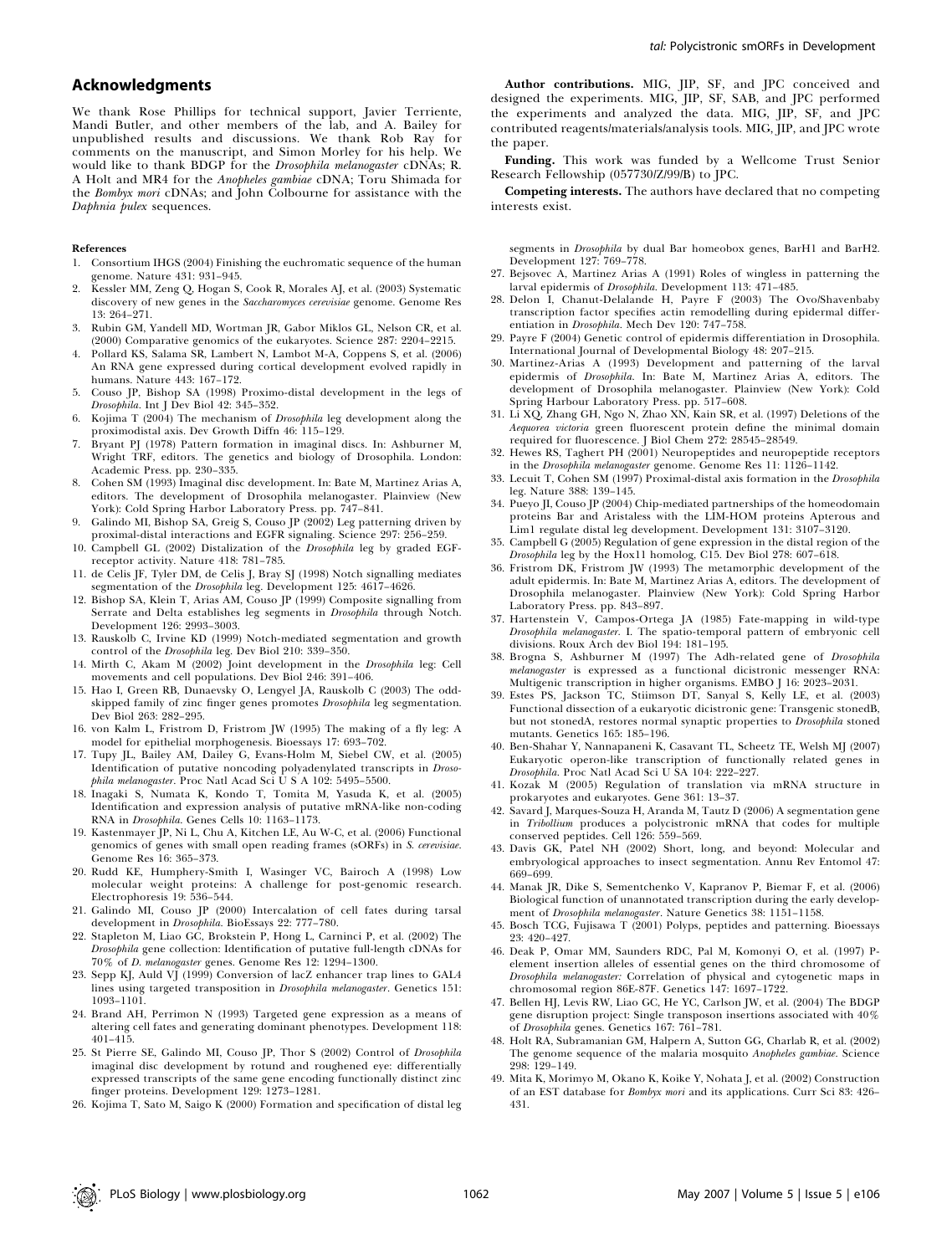## Acknowledgments

We thank Rose Phillips for technical support, Javier Terriente, Mandi Butler, and other members of the lab, and A. Bailey for unpublished results and discussions. We thank Rob Ray for comments on the manuscript, and Simon Morley for his help. We would like to thank BDGP for the *Drosophila melanogaster* cDNAs; R. A Holt and MR4 for the *Anopheles gambiae* cDNA; Toru Shimada for the *Bombyx mori* cDNAs; and John Colbourne for assistance with the *Daphnia pulex* sequences.

**Author contributions.** MIG, JIP, SF, and JPC conceived and designed the experiments. MIG, JIP, SF, SAB, and JPC performed the experiments and analyzed the data. MIG, JIP, SF, and JPC contributed reagents/materials/analysis tools. MIG, JIP, and JPC wrote the paper.

**Funding.** This work was funded by a Wellcome Trust Senior Research Fellowship (057730/Z/99/B) to JPC.

**Competing interests.** The authors have declared that no competing interests exist.

### References

1. Consortium IHGS (2004) Finishing the euchromatic sequence of the human genome. Nature 431: 931–945.
2. Kessler MM, Zeng Q, Hogan S, Cook R, Morales AJ, et al. (2003) Systematic discovery of new genes in the *Saccharomyces cerevisiae* genome. Genome Res 13: 264–271.
3. Rubin GM, Yandell MD, Wortman JR, Gabor Miklos GL, Nelson CR, et al. (2000) Comparative genomics of the eukaryotes. Science 287: 2204–2215.
4. Pollard KS, Salama SR, Lambert N, Lambot M-A, Coppens S, et al. (2006) An RNA gene expressed during cortical development evolved rapidly in humans. Nature 443: 167–172.
5. Couso JP, Bishop SA (1998) Proximo-distal development in the legs of *Drosophila*. Int J Dev Biol 42: 345–352.
6. Kojima T (2004) The mechanism of *Drosophila* leg development along the proximodistal axis. Dev Growth Diffn 46: 115–129.
7. Bryant PJ (1978) Pattern formation in imaginal discs. In: Ashburner M, Wright TRF, editors. The genetics and biology of Drosophila. London: Academic Press. pp. 230–335.
8. Cohen SM (1993) Imaginal disc development. In: Bate M, Martinez Arias A, editors. The development of Drosophila melanogaster. Plainview (New York): Cold Spring Harbor Laboratory Press. pp. 747–841.
9. Galindo MI, Bishop SA, Greig S, Couso JP (2002) Leg patterning driven by proximal-distal interactions and EGFR signaling. Science 297: 256–259.
10. Campbell GL (2002) Distalization of the *Drosophila* leg by graded EGF-receptor activity. Nature 418: 781–785.
11. de Celis JF, Tyler DM, de Celis J, Bray SJ (1998) Notch signalling mediates segmentation of the *Drosophila* leg. Development 125: 4617–4626.
12. Bishop SA, Klein T, Arias AM, Couso JP (1999) Composite signalling from Serrate and Delta establishes leg segments in *Drosophila* through Notch. Development 126: 2993–3003.
13. Rauskolb C, Irvine KD (1999) Notch-mediated segmentation and growth control of the *Drosophila* leg. Dev Biol 210: 339–350.
14. Mirth C, Akam M (2002) Joint development in the *Drosophila* leg: Cell movements and cell populations. Dev Biol 246: 391–406.
15. Hao I, Green RB, Dunaevsky O, Lengyel JA, Rauskolb C (2003) The odd-skipped family of zinc finger genes promotes *Drosophila* leg segmentation. Dev Biol 263: 282–295.
16. von Kalm L, Fristrom D, Fristrom JW (1995) The making of a fly leg: A model for epithelial morphogenesis. Bioessays 17: 693–702.
17. Tupy JL, Bailey AM, Dailey G, Evans-Holm M, Siebel CW, et al. (2005) Identification of putative noncoding polyadenylated transcripts in *Drosophila melanogaster*. Proc Natl Acad Sci U S A 102: 5495–5500.
18. Inagaki S, Numata K, Kondo T, Tomita M, Yasuda K, et al. (2005) Identification and expression analysis of putative mRNA-like non-coding RNA in *Drosophila*. Genes Cells 10: 1163–1173.
19. Kastenmayer JP, Ni L, Chu A, Kitchen LE, Au W-C, et al. (2006) Functional genomics of genes with small open reading frames (sORFs) in *S. cerevisiae*. Genome Res 16: 365–373.
20. Rudd KE, Humphery-Smith I, Wasinger VC, Bairoch A (1998) Low molecular weight proteins: A challenge for post-genomic research. Electrophoresis 19: 536–544.
21. Galindo MI, Couso JP (2000) Intercalation of cell fates during tarsal development in *Drosophila*. BioEssays 22: 777–780.
22. Stapleton M, Liao GC, Brokstein P, Hong L, Carninci P, et al. (2002) The *Drosophila* gene collection: Identification of putative full-length cDNAs for 70% of *D. melanogaster* genes. Genome Res 12: 1294–1300.
23. Sepp KJ, Auld VJ (1999) Conversion of lacZ enhancer trap lines to GAL4 lines using targeted transposition in *Drosophila melanogaster*. Genetics 151: 1093–1101.
24. Brand AH, Perrimon N (1993) Targeted gene expression as a means of altering cell fates and generating dominant phenotypes. Development 118: 401–415.
25. St Pierre SE, Galindo MI, Couso JP, Thor S (2002) Control of *Drosophila* imaginal disc development by rotund and roughened eye: differentially expressed transcripts of the same gene encoding functionally distinct zinc finger proteins. Development 129: 1273–1281.
26. Kojima T, Sato M, Saigo K (2000) Formation and specification of distal leg segments in *Drosophila* by dual Bar homeobox genes, BarH1 and BarH2. Development 127: 769–778.
27. Bejsovec A, Martinez Arias A (1991) Roles of wingless in patterning the larval epidermis of *Drosophila*. Development 113: 471–485.
28. Delon I, Chanut-Delalande H, Payre F (2003) The Ovo/Shavenbaby transcription factor specifies actin remodelling during epidermal differentiation in *Drosophila*. Mech Dev 120: 747–758.
29. Payre F (2004) Genetic control of epidermis differentiation in Drosophila. International Journal of Developmental Biology 48: 207–215.
30. Martinez-Arias A (1993) Development and patterning of the larval epidermis of *Drosophila*. In: Bate M, Martinez Arias A, editors. The development of Drosophila melanogaster. Plainview (New York): Cold Spring Harbour Laboratory Press. pp. 517–608.
31. Li XQ, Zhang GH, Ngo N, Zhao XN, Kain SR, et al. (1997) Deletions of the *Aequorea victoria* green fluorescent protein define the minimal domain required for fluorescence. J Biol Chem 272: 28545–28549.
32. Hewes RS, Taghert PH (2001) Neuropeptides and neuropeptide receptors in the *Drosophila melanogaster* genome. Genome Res 11: 1126–1142.
33. Lecuit T, Cohen SM (1997) Proximal-distal axis formation in the *Drosophila* leg. Nature 388: 139–145.
34. Pueyo JI, Couso JP (2004) Chip-mediated partnerships of the homeodomain proteins Bar and Aristaless with the LIM-HOM proteins Apterous and Lim1 regulate distal leg development. Development 131: 3107–3120.
35. Campbell G (2005) Regulation of gene expression in the distal region of the *Drosophila* leg by the Hox11 homolog, C15. Dev Biol 278: 607–618.
36. Fristrom DK, Fristrom JW (1993) The metamorphic development of the adult epidermis. In: Bate M, Martinez Arias A, editors. The development of Drosophila melanogaster. Plainview (New York): Cold Spring Harbor Laboratory Press. pp. 843–897.
37. Hartenstein V, Campos-Ortega JA (1985) Fate-mapping in wild-type *Drosophila melanogaster*. I. The spatio-temporal pattern of embryonic cell divisions. Roux Arch dev Biol 194: 181–195.
38. Brogna S, Ashburner M (1997) The Adh-related gene of *Drosophila melanogaster* is expressed as a functional dicistronic messenger RNA: Multigenic transcription in higher organisms. EMBO J 16: 2023–2031.
39. Estes PS, Jackson TC, Stiimson DT, Sanyal S, Kelly LE, et al. (2003) Functional dissection of a eukaryotic dicistronic gene: Transgenic stonedB, but not stonedA, restores normal synaptic properties to *Drosophila* stoned mutants. Genetics 165: 185–196.
40. Ben-Shahar Y, Nannapaneni K, Casavant TL, Scheetz TE, Welsh MJ (2007) Eukaryotic operon-like transcription of functionally related genes in *Drosophila*. Proc Natl Acad Sci U SA 104: 222–227.
41. Kozak M (2005) Regulation of translation via mRNA structure in prokaryotes and eukaryotes. Gene 361: 13–37.
42. Savard J, Marques-Souza H, Aranda M, Tautz D (2006) A segmentation gene in *Tribollium* produces a polycistronic mRNA that codes for multiple conserved peptides. Cell 126: 559–569.
43. Davis GK, Patel NH (2002) Short, long, and beyond: Molecular and embryological approaches to insect segmentation. Annu Rev Entomol 47: 669–699.
44. Manak JR, Dike S, Sementchenko V, Kapranov P, Biemar F, et al. (2006) Biological function of unannotated transcription during the early development of *Drosophila melanogaster*. Nature Genetics 38: 1151–1158.
45. Bosch TCG, Fujisawa T (2001) Polyps, peptides and patterning. Bioessays 23: 420–427.
46. Deak P, Omar MM, Saunders RDC, Pal M, Komonyi O, et al. (1997) P-element insertion alleles of essential genes on the third chromosome of *Drosophila melanogaster*: Correlation of physical and cytogenetic maps in chromosomal region 86E-87F. Genetics 147: 1697–1722.
47. Bellen HJ, Levis RW, Liao GC, He YC, Carlson JW, et al. (2004) The BDGP gene disruption project: Single transposon insertions associated with 40% of *Drosophila* genes. Genetics 167: 761–781.
48. Holt RA, Subramanian GM, Halpern A, Sutton GG, Charlab R, et al. (2002) The genome sequence of the malaria mosquito *Anopheles gambiae*. Science 298: 129–149.
49. Mita K, Morimyo M, Okano K, Koike Y, Nohata J, et al. (2002) Construction of an EST database for *Bombyx mori* and its applications. Curr Sci 83: 426–431.